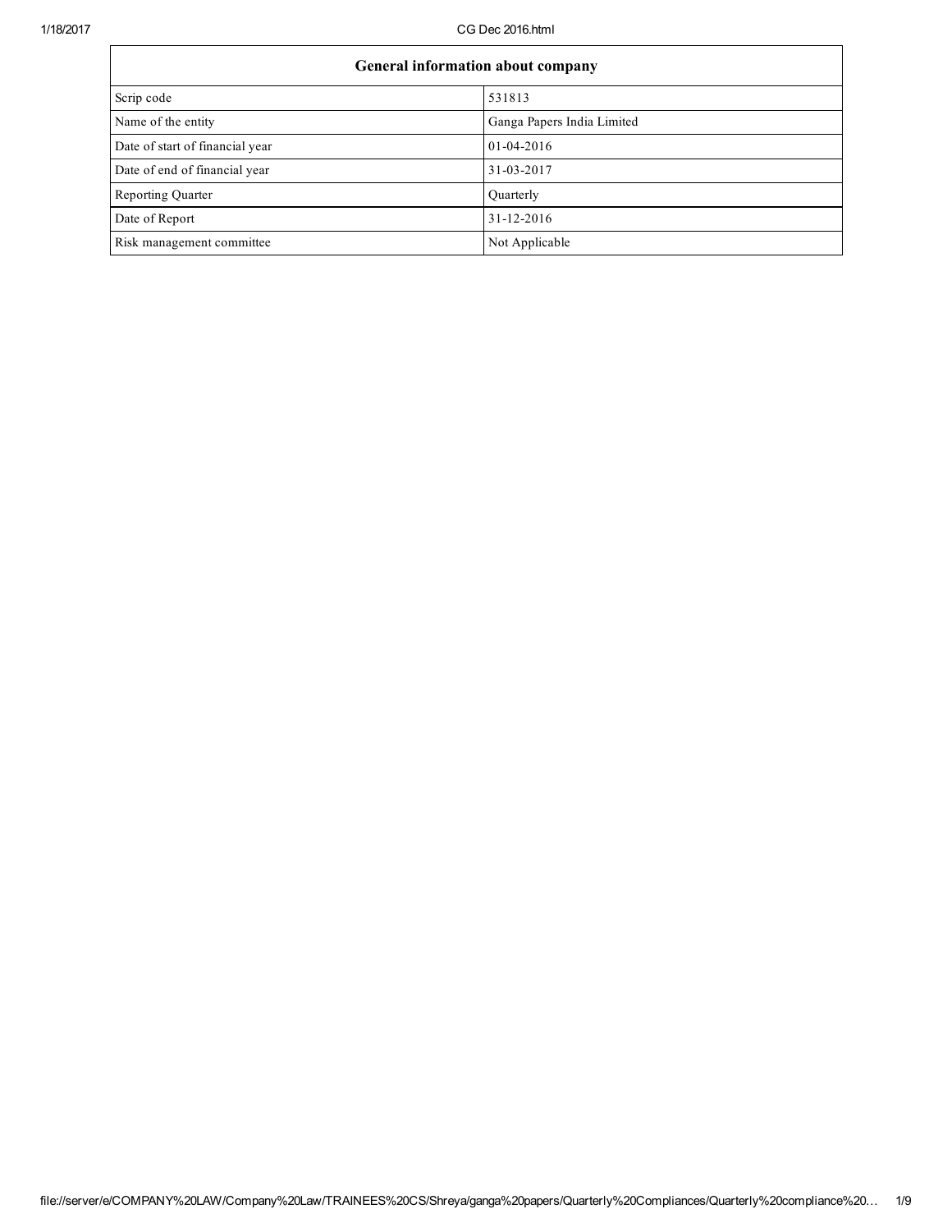| General information about company | |
|---|---|
| Scrip code | 531813 |
| Name of the entity | Ganga Papers India Limited |
| Date of start of financial year | 01-04-2016 |
| Date of end of financial year | 31-03-2017 |
| Reporting Quarter | Quarterly |
| Date of Report | 31-12-2016 |
| Risk management committee | Not Applicable |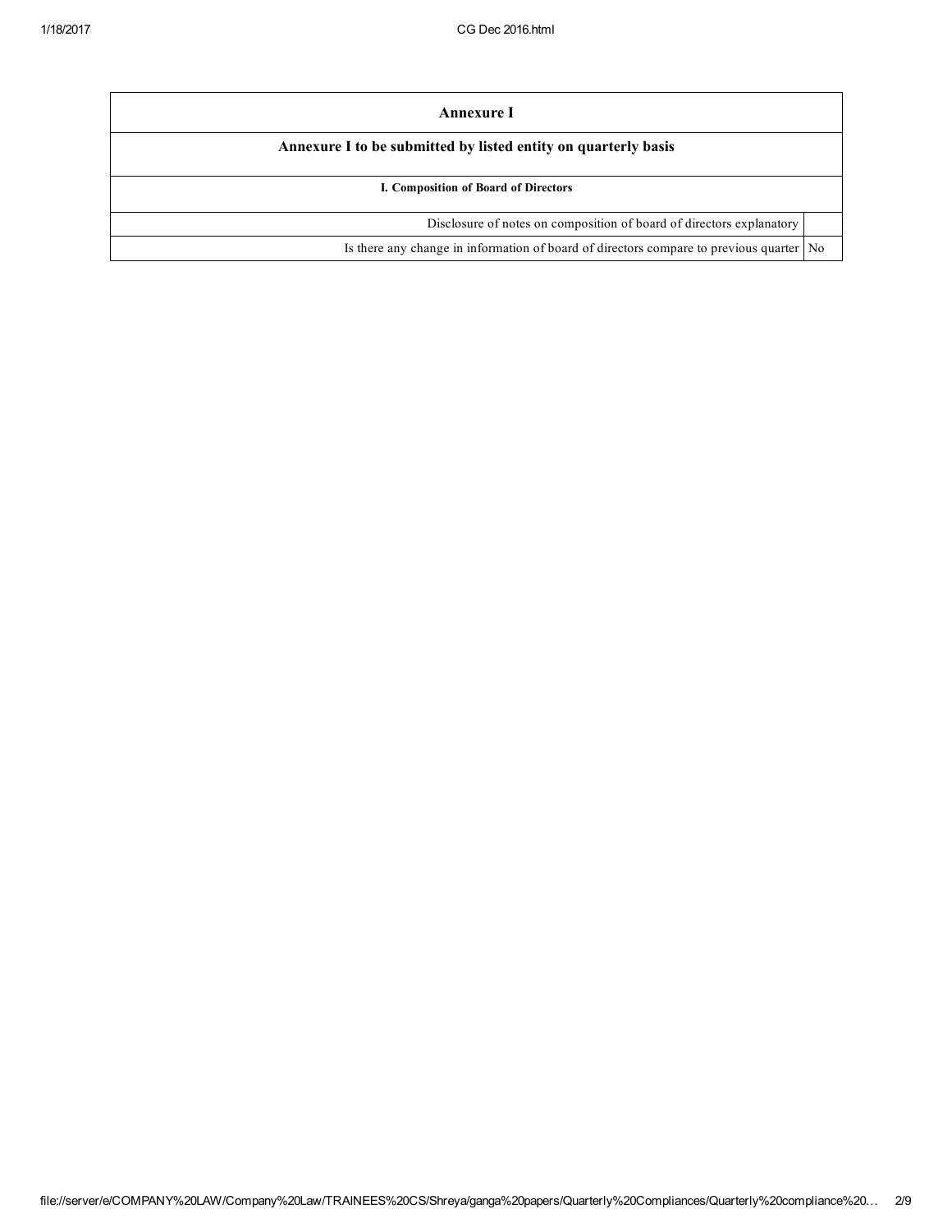| Annexure I | |
|---|---|
| **Annexure I to be submitted by listed entity on quarterly basis** | |
| **I. Composition of Board of Directors** | |
| Disclosure of notes on composition of board of directors explanatory | |
| Is there any change in information of board of directors compare to previous quarter | No |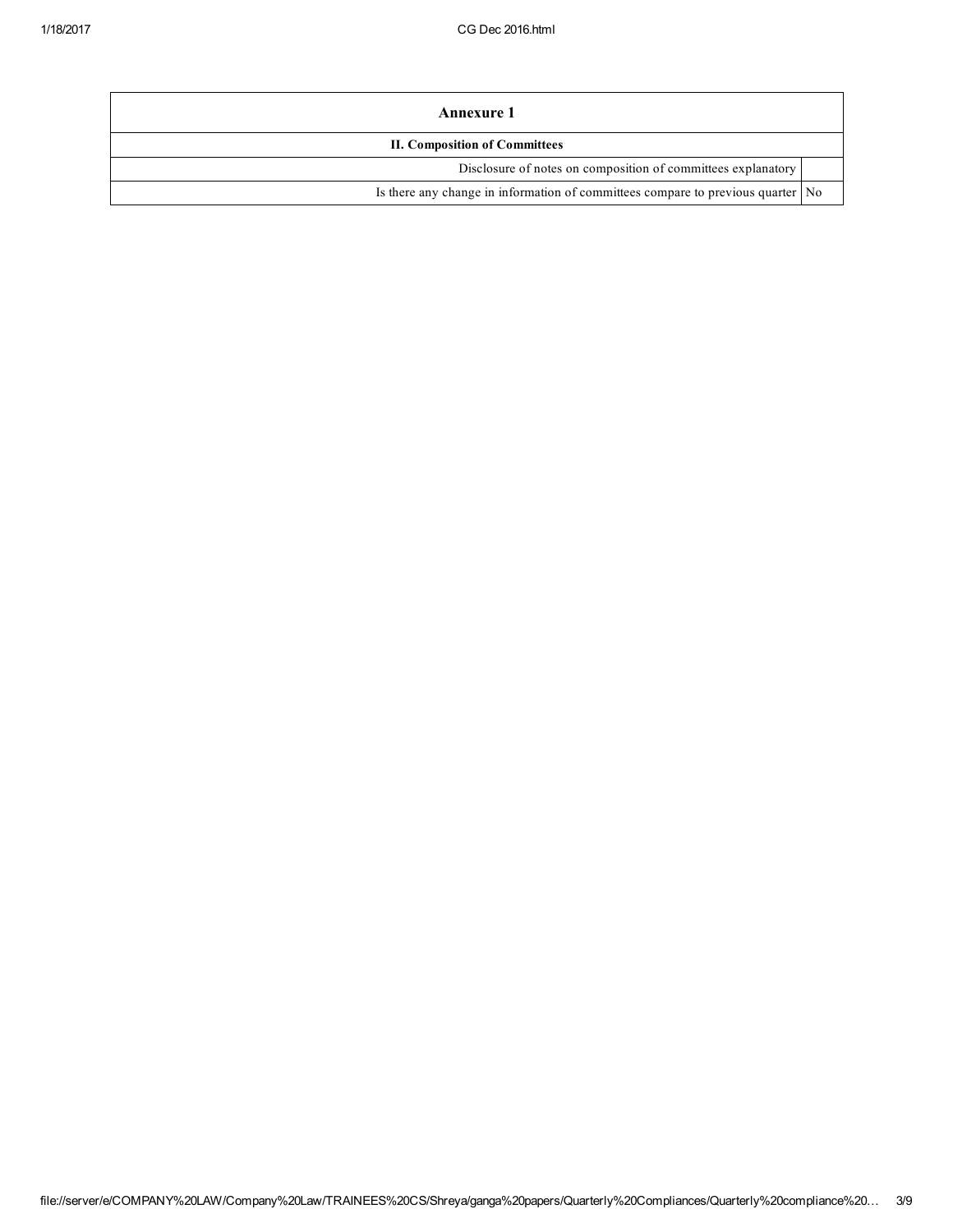| Annexure 1 | |
|---|---|
| **II. Composition of Committees** | |
| Disclosure of notes on composition of committees explanatory | |
| Is there any change in information of committees compare to previous quarter | No |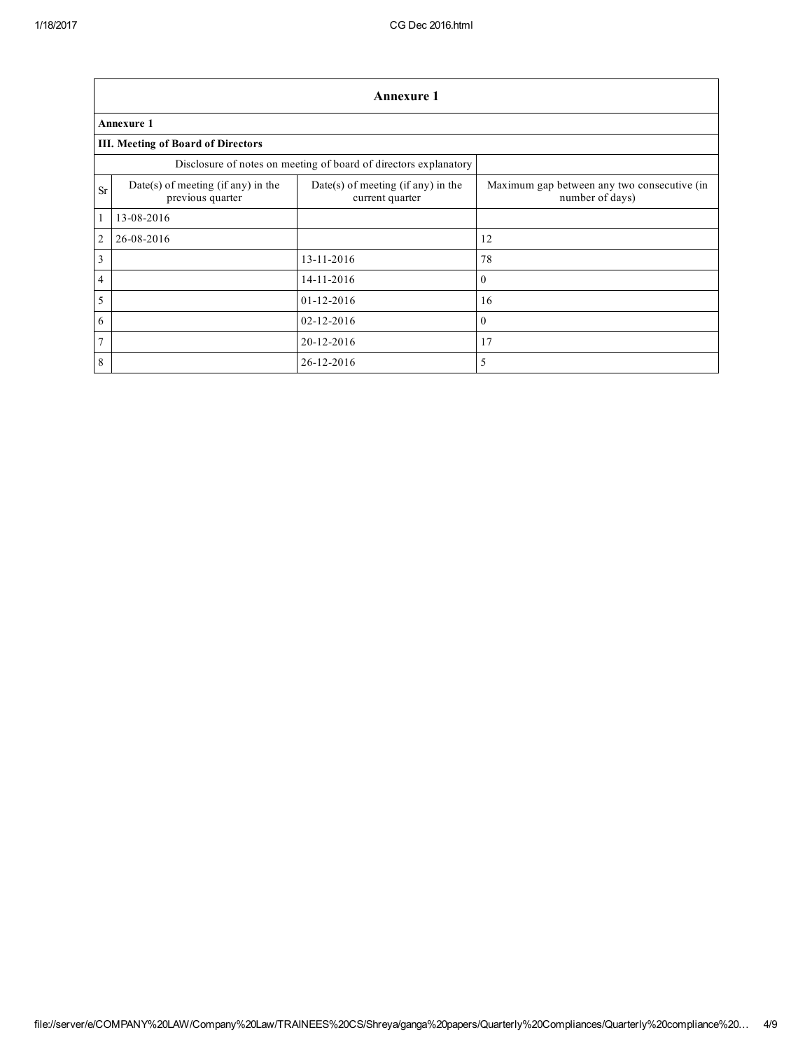| Annexure 1 | | | |
|---|---|---|---|
| **Annexure 1** | | | |
| **III. Meeting of Board of Directors** | | | |
| Disclosure of notes on meeting of board of directors explanatory | | | |
| Sr | Date(s) of meeting (if any) in the previous quarter | Date(s) of meeting (if any) in the current quarter | Maximum gap between any two consecutive (in number of days) |
| 1 | 13-08-2016 | | |
| 2 | 26-08-2016 | | 12 |
| 3 | | 13-11-2016 | 78 |
| 4 | | 14-11-2016 | 0 |
| 5 | | 01-12-2016 | 16 |
| 6 | | 02-12-2016 | 0 |
| 7 | | 20-12-2016 | 17 |
| 8 | | 26-12-2016 | 5 |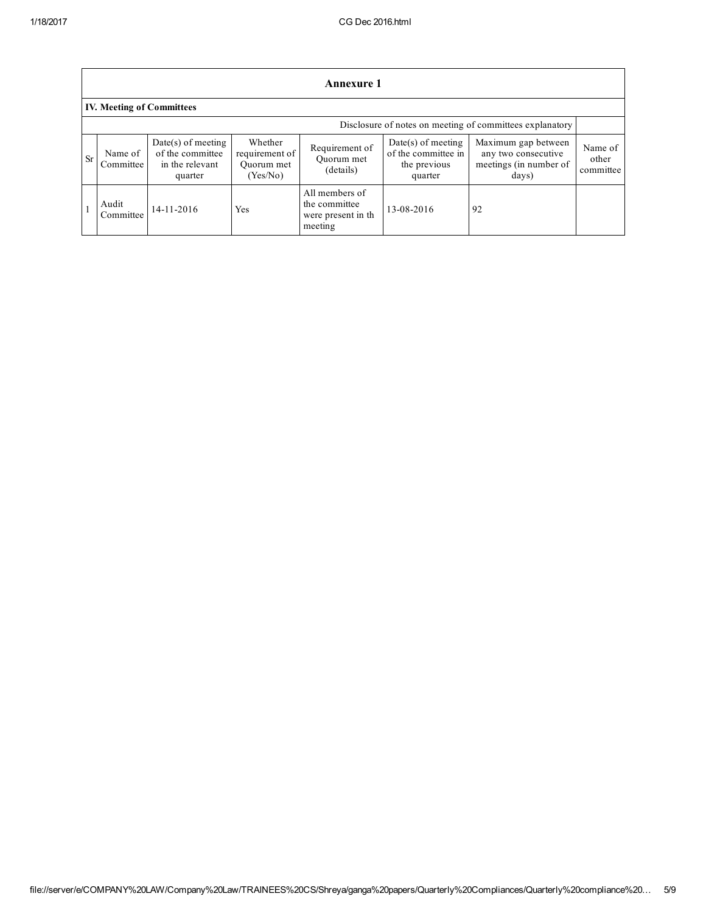## Annexure 1

### IV. Meeting of Committees

Disclosure of notes on meeting of committees explanatory

| Sr | Name of Committee | Date(s) of meeting of the committee in the relevant quarter | Whether requirement of Quorum met (Yes/No) | Requirement of Quorum met (details) | Date(s) of meeting of the committee in the previous quarter | Maximum gap between any two consecutive meetings (in number of days) | Name of other committee |
|---|---|---|---|---|---|---|---|
| 1 | Audit Committee | 14-11-2016 | Yes | All members of the committee were present in th meeting | 13-08-2016 | 92 | |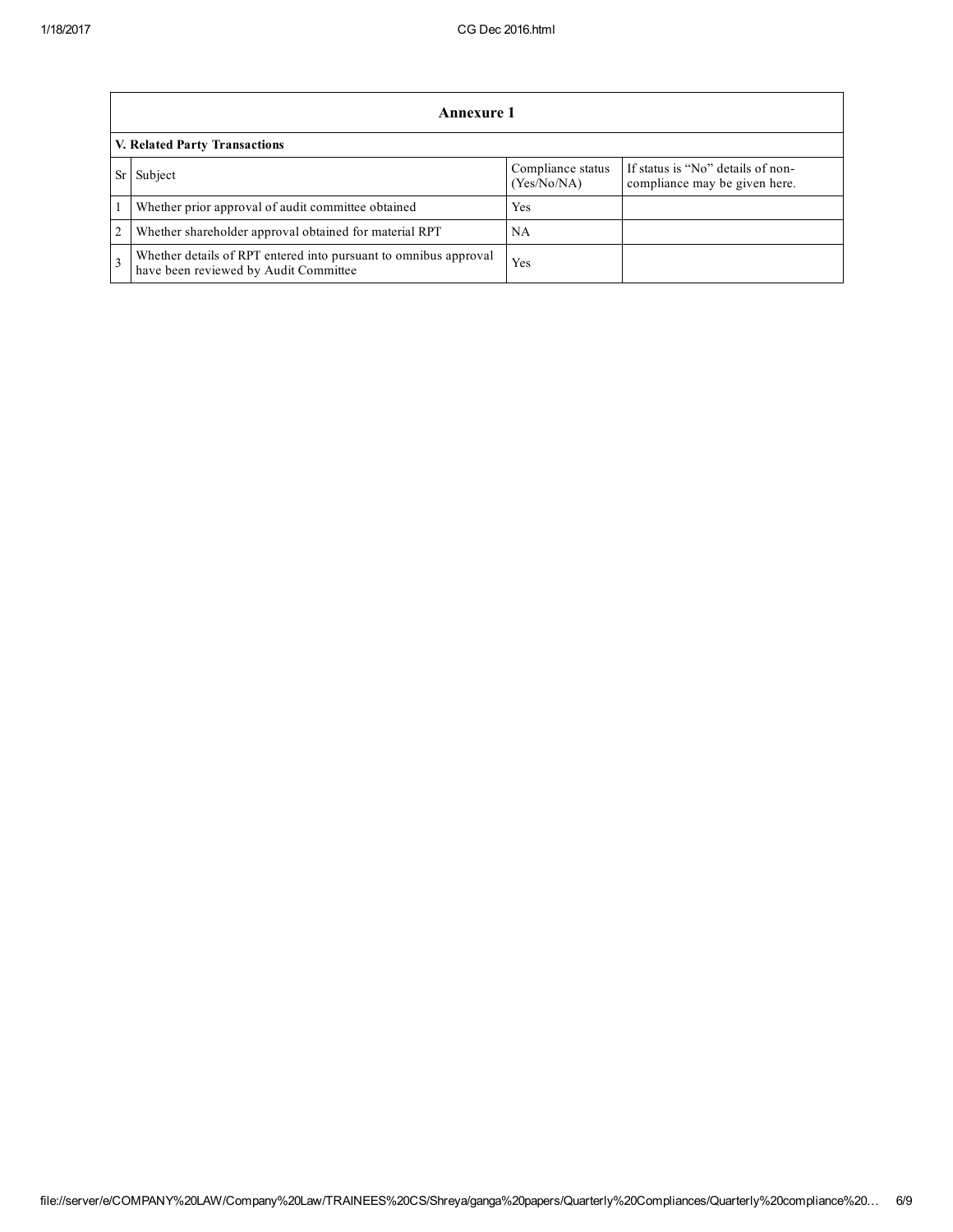## Annexure 1

### V. Related Party Transactions

| Sr | Subject | Compliance status (Yes/No/NA) | If status is "No" details of non-compliance may be given here. |
|---|---|---|---|
| 1 | Whether prior approval of audit committee obtained | Yes | |
| 2 | Whether shareholder approval obtained for material RPT | NA | |
| 3 | Whether details of RPT entered into pursuant to omnibus approval have been reviewed by Audit Committee | Yes | |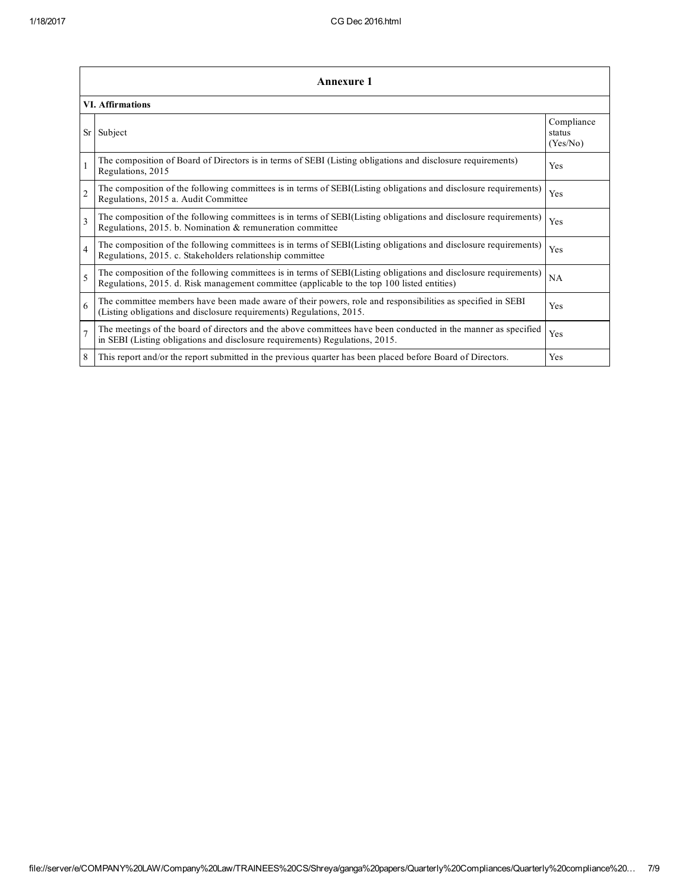## Annexure 1

### VI. Affirmations

| Sr | Subject | Compliance status (Yes/No) |
|---|---|---|
| 1 | The composition of Board of Directors is in terms of SEBI (Listing obligations and disclosure requirements) Regulations, 2015 | Yes |
| 2 | The composition of the following committees is in terms of SEBI(Listing obligations and disclosure requirements) Regulations, 2015 a. Audit Committee | Yes |
| 3 | The composition of the following committees is in terms of SEBI(Listing obligations and disclosure requirements) Regulations, 2015. b. Nomination & remuneration committee | Yes |
| 4 | The composition of the following committees is in terms of SEBI(Listing obligations and disclosure requirements) Regulations, 2015. c. Stakeholders relationship committee | Yes |
| 5 | The composition of the following committees is in terms of SEBI(Listing obligations and disclosure requirements) Regulations, 2015. d. Risk management committee (applicable to the top 100 listed entities) | NA |
| 6 | The committee members have been made aware of their powers, role and responsibilities as specified in SEBI (Listing obligations and disclosure requirements) Regulations, 2015. | Yes |
| 7 | The meetings of the board of directors and the above committees have been conducted in the manner as specified in SEBI (Listing obligations and disclosure requirements) Regulations, 2015. | Yes |
| 8 | This report and/or the report submitted in the previous quarter has been placed before Board of Directors. | Yes |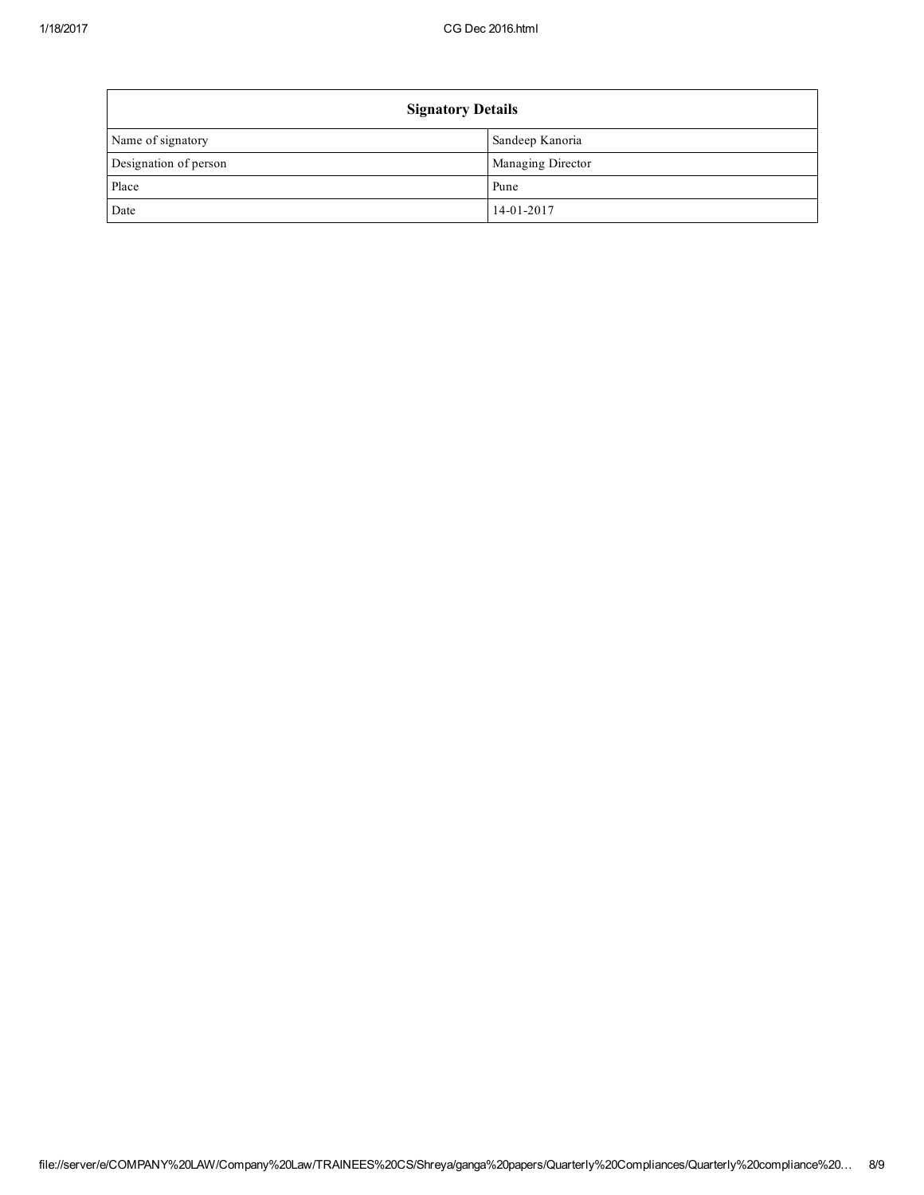| Signatory Details | |
|---|---|
| Name of signatory | Sandeep Kanoria |
| Designation of person | Managing Director |
| Place | Pune |
| Date | 14-01-2017 |